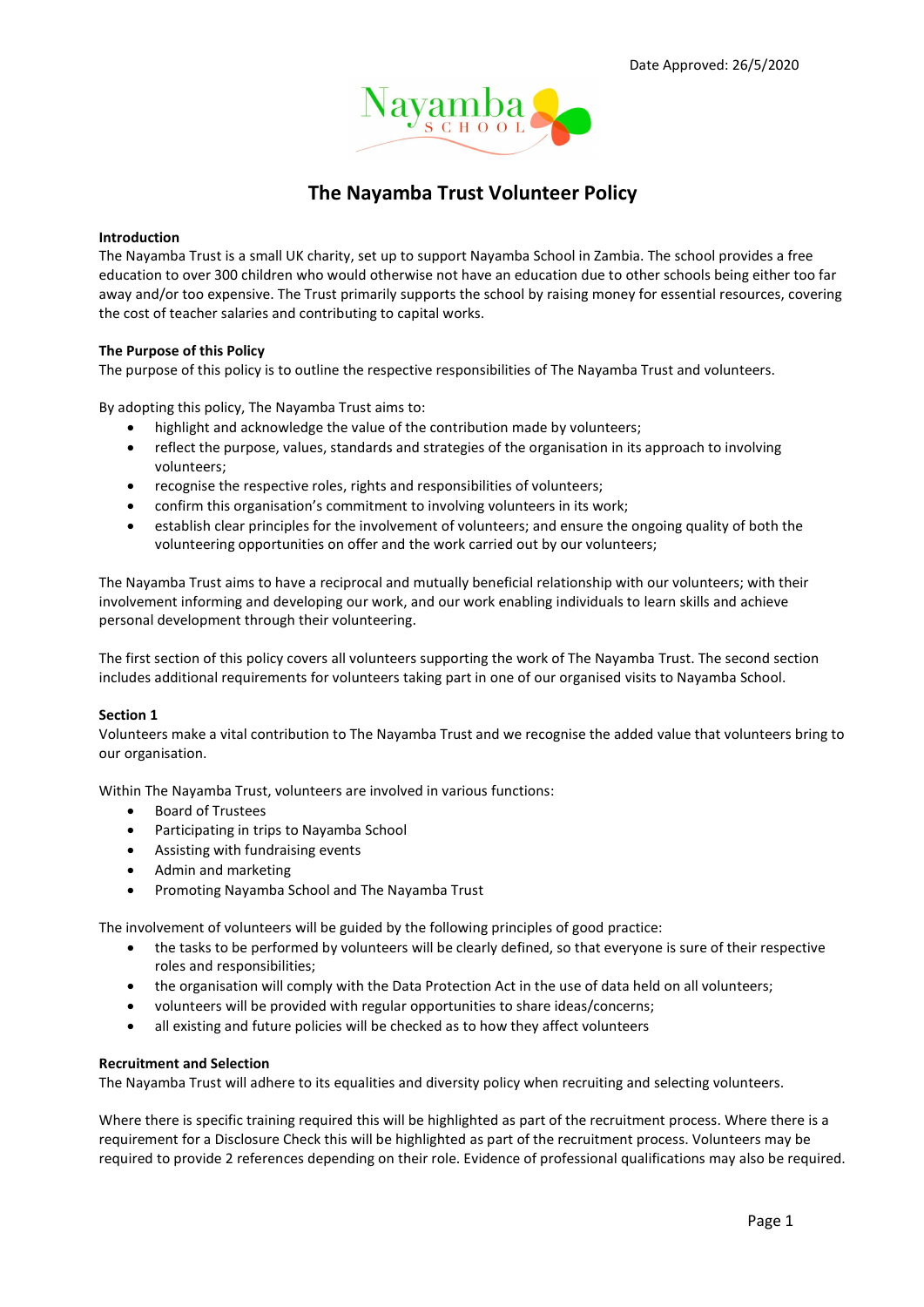Date Approved: 26/5/2020

Nayamba SCHOOL

# The Nayamba Trust Volunteer Policy

**Introduction**

The Nayamba Trust is a small UK charity, set up to support Nayamba School in Zambia. The school provides a free education to over 300 children who would otherwise not have an education due to other schools being either too far away and/or too expensive. The Trust primarily supports the school by raising money for essential resources, covering the cost of teacher salaries and contributing to capital works.

**The Purpose of this Policy**

The purpose of this policy is to outline the respective responsibilities of The Nayamba Trust and volunteers.

By adopting this policy, The Nayamba Trust aims to:

- highlight and acknowledge the value of the contribution made by volunteers;
- reflect the purpose, values, standards and strategies of the organisation in its approach to involving volunteers;
- recognise the respective roles, rights and responsibilities of volunteers;
- confirm this organisation's commitment to involving volunteers in its work;
- establish clear principles for the involvement of volunteers; and ensure the ongoing quality of both the volunteering opportunities on offer and the work carried out by our volunteers;

The Nayamba Trust aims to have a reciprocal and mutually beneficial relationship with our volunteers; with their involvement informing and developing our work, and our work enabling individuals to learn skills and achieve personal development through their volunteering.

The first section of this policy covers all volunteers supporting the work of The Nayamba Trust. The second section includes additional requirements for volunteers taking part in one of our organised visits to Nayamba School.

**Section 1**

Volunteers make a vital contribution to The Nayamba Trust and we recognise the added value that volunteers bring to our organisation.

Within The Nayamba Trust, volunteers are involved in various functions:

- Board of Trustees
- Participating in trips to Nayamba School
- Assisting with fundraising events
- Admin and marketing
- Promoting Nayamba School and The Nayamba Trust

The involvement of volunteers will be guided by the following principles of good practice:

- the tasks to be performed by volunteers will be clearly defined, so that everyone is sure of their respective roles and responsibilities;
- the organisation will comply with the Data Protection Act in the use of data held on all volunteers;
- volunteers will be provided with regular opportunities to share ideas/concerns;
- all existing and future policies will be checked as to how they affect volunteers

**Recruitment and Selection**

The Nayamba Trust will adhere to its equalities and diversity policy when recruiting and selecting volunteers.

Where there is specific training required this will be highlighted as part of the recruitment process. Where there is a requirement for a Disclosure Check this will be highlighted as part of the recruitment process. Volunteers may be required to provide 2 references depending on their role. Evidence of professional qualifications may also be required.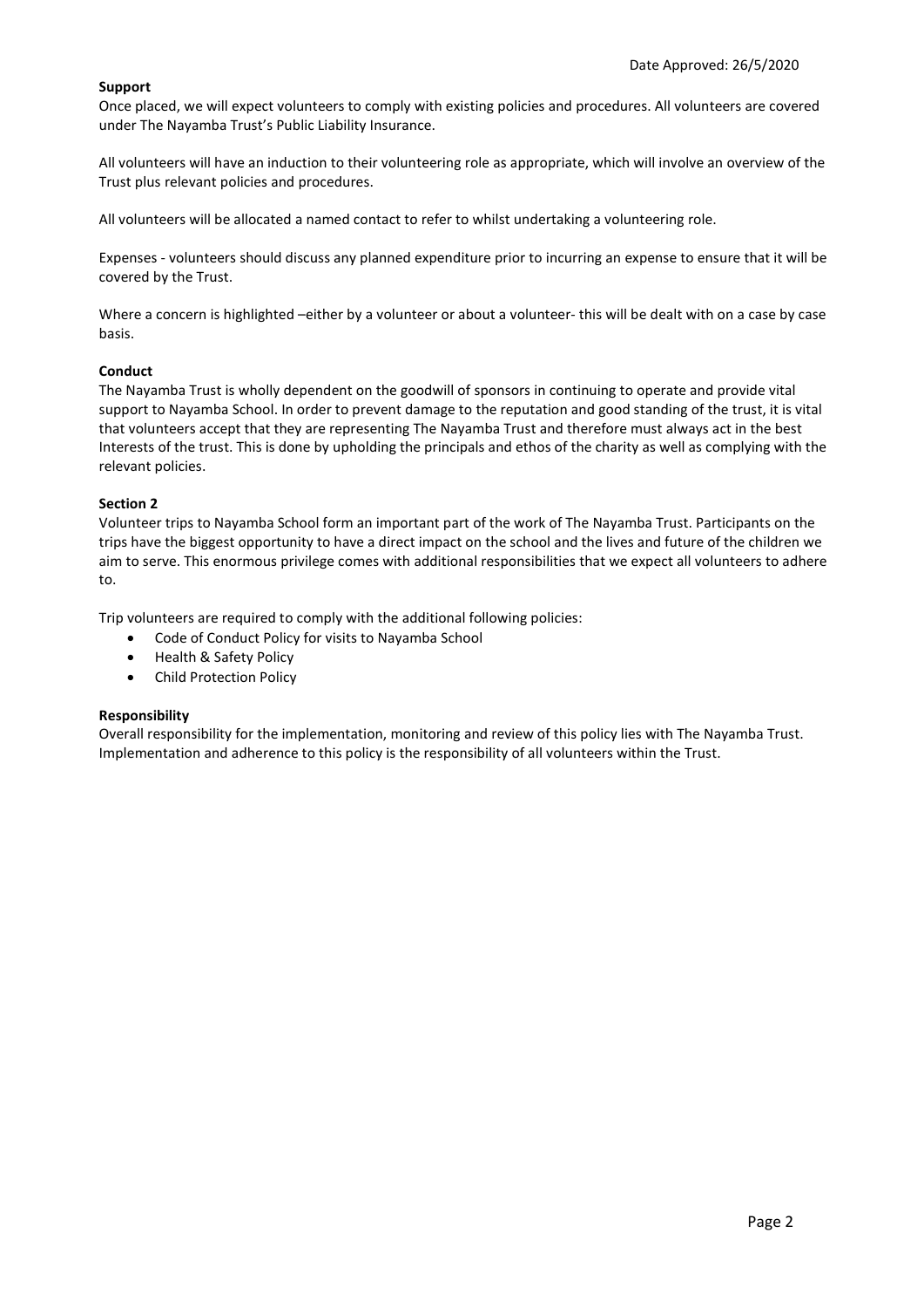Date Approved: 26/5/2020

**Support**

Once placed, we will expect volunteers to comply with existing policies and procedures. All volunteers are covered under The Nayamba Trust's Public Liability Insurance.

All volunteers will have an induction to their volunteering role as appropriate, which will involve an overview of the Trust plus relevant policies and procedures.

All volunteers will be allocated a named contact to refer to whilst undertaking a volunteering role.

Expenses - volunteers should discuss any planned expenditure prior to incurring an expense to ensure that it will be covered by the Trust.

Where a concern is highlighted –either by a volunteer or about a volunteer- this will be dealt with on a case by case basis.

**Conduct**

The Nayamba Trust is wholly dependent on the goodwill of sponsors in continuing to operate and provide vital support to Nayamba School. In order to prevent damage to the reputation and good standing of the trust, it is vital that volunteers accept that they are representing The Nayamba Trust and therefore must always act in the best Interests of the trust. This is done by upholding the principals and ethos of the charity as well as complying with the relevant policies.

**Section 2**

Volunteer trips to Nayamba School form an important part of the work of The Nayamba Trust. Participants on the trips have the biggest opportunity to have a direct impact on the school and the lives and future of the children we aim to serve. This enormous privilege comes with additional responsibilities that we expect all volunteers to adhere to.

Trip volunteers are required to comply with the additional following policies:

- Code of Conduct Policy for visits to Nayamba School
- Health & Safety Policy
- Child Protection Policy

**Responsibility**

Overall responsibility for the implementation, monitoring and review of this policy lies with The Nayamba Trust. Implementation and adherence to this policy is the responsibility of all volunteers within the Trust.